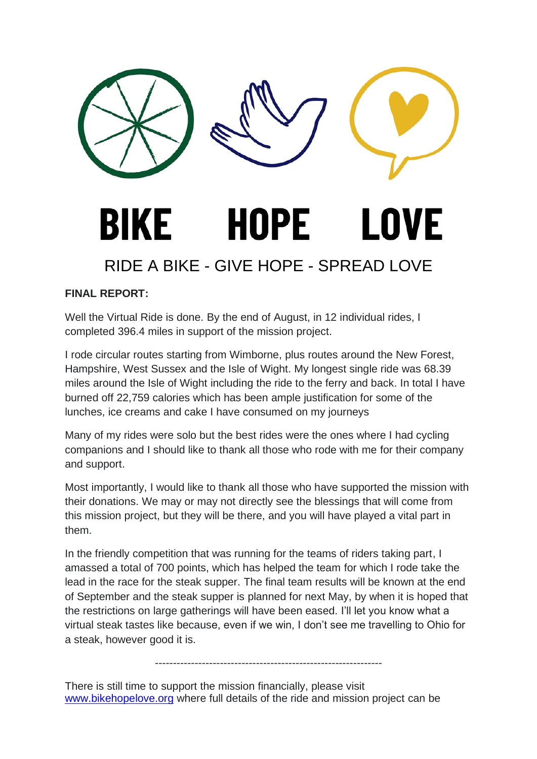# BIKE HOPE LOVE

## RIDE A BIKE - GIVE HOPE - SPREAD LOVE

**FINAL REPORT:**

Well the Virtual Ride is done. By the end of August, in 12 individual rides, I completed 396.4 miles in support of the mission project.

I rode circular routes starting from Wimborne, plus routes around the New Forest, Hampshire, West Sussex and the Isle of Wight. My longest single ride was 68.39 miles around the Isle of Wight including the ride to the ferry and back. In total I have burned off 22,759 calories which has been ample justification for some of the lunches, ice creams and cake I have consumed on my journeys

Many of my rides were solo but the best rides were the ones where I had cycling companions and I should like to thank all those who rode with me for their company and support.

Most importantly, I would like to thank all those who have supported the mission with their donations. We may or may not directly see the blessings that will come from this mission project, but they will be there, and you will have played a vital part in them.

In the friendly competition that was running for the teams of riders taking part, I amassed a total of 700 points, which has helped the team for which I rode take the lead in the race for the steak supper. The final team results will be known at the end of September and the steak supper is planned for next May, by when it is hoped that the restrictions on large gatherings will have been eased. I'll let you know what a virtual steak tastes like because, even if we win, I don't see me travelling to Ohio for a steak, however good it is.

---

There is still time to support the mission financially, please visit [www.bikehopelove.org](http://www.bikehopelove.org) where full details of the ride and mission project can be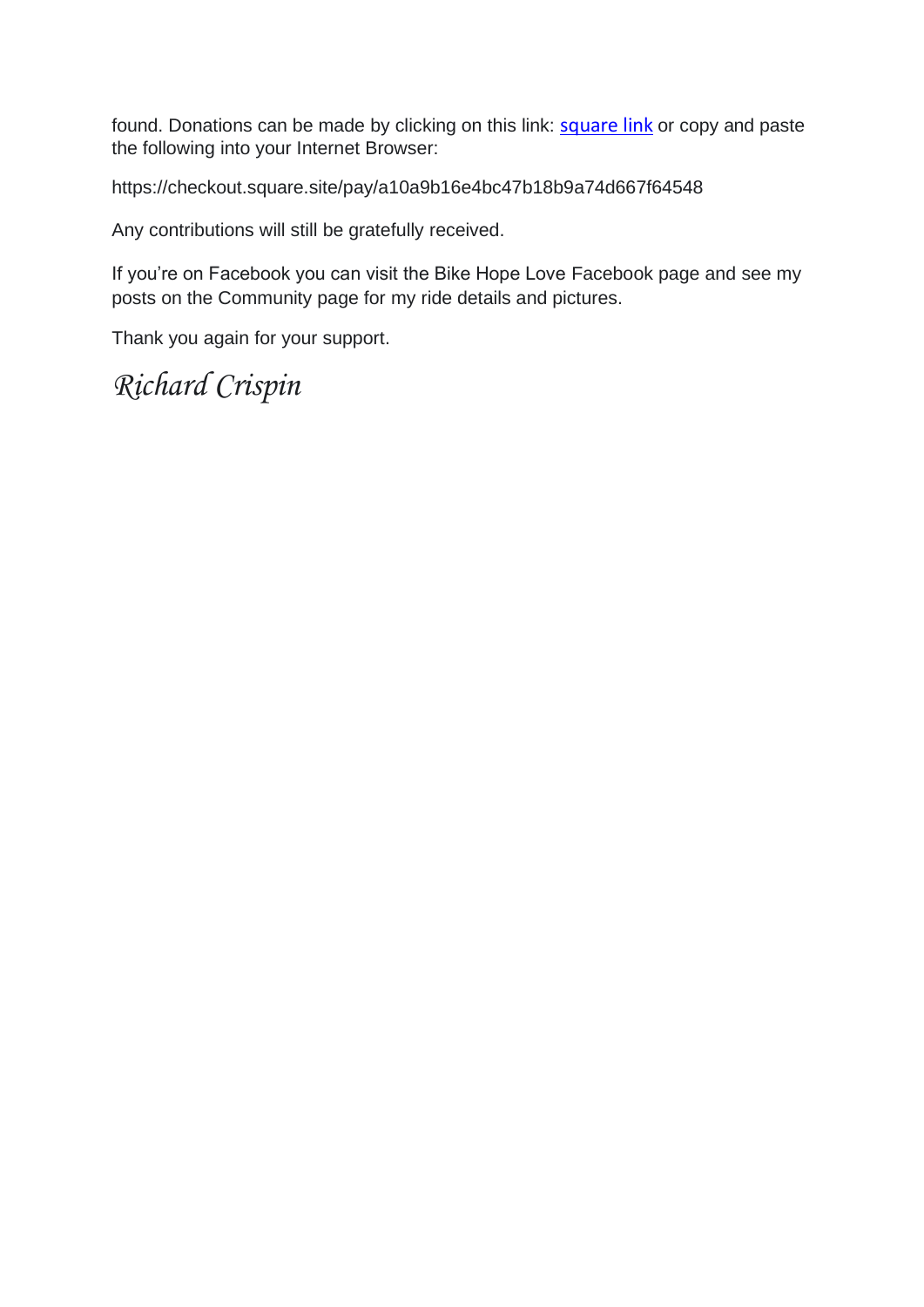found. Donations can be made by clicking on this link: square link or copy and paste the following into your Internet Browser:

https://checkout.square.site/pay/a10a9b16e4bc47b18b9a74d667f64548

Any contributions will still be gratefully received.

If you're on Facebook you can visit the Bike Hope Love Facebook page and see my posts on the Community page for my ride details and pictures.

Thank you again for your support.

*Richard Crispin*